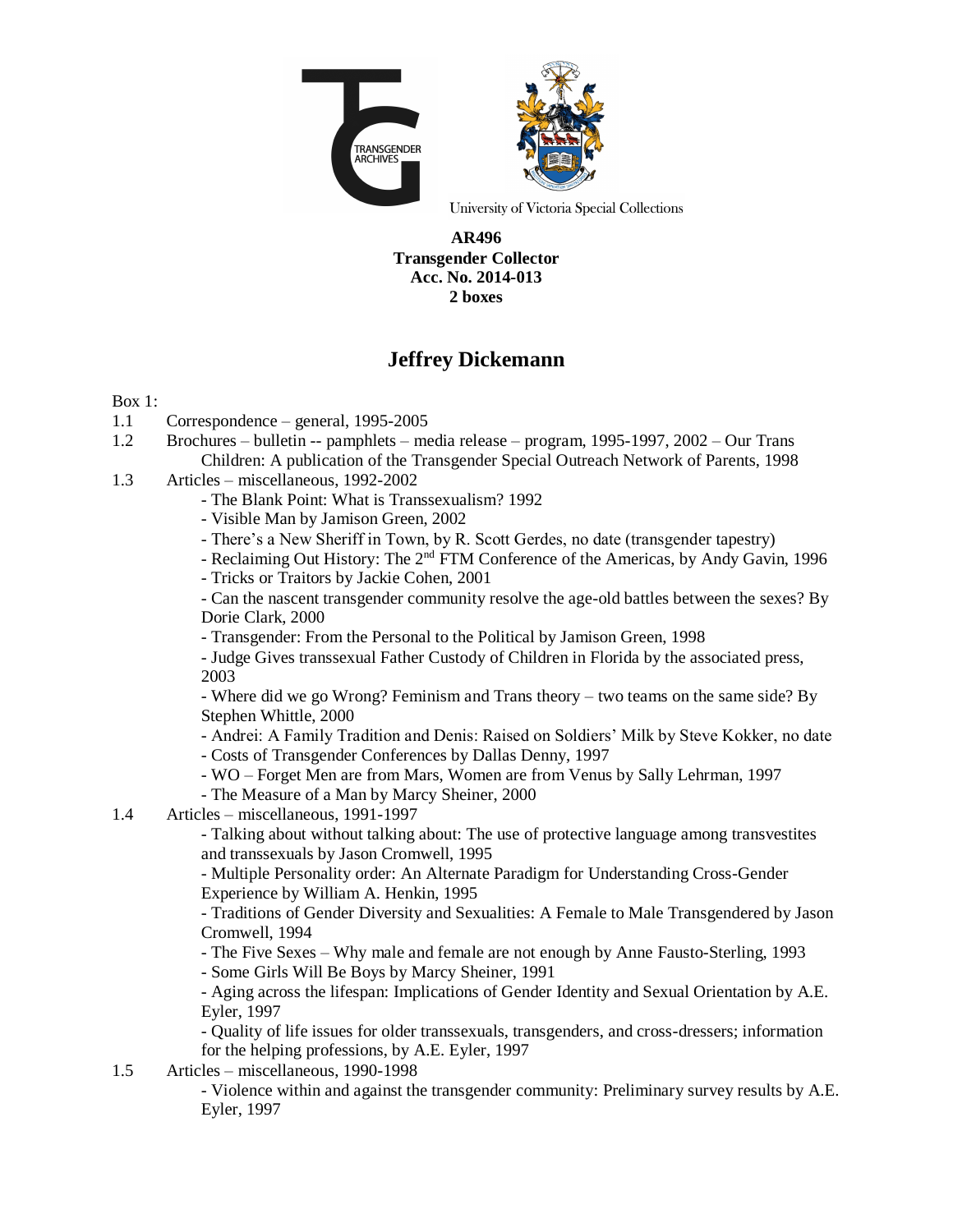TRANSGENDER ARCHIVES

University of Victoria Special Collections

**AR496**
**Transgender Collector**
**Acc. No. 2014-013**
**2 boxes**

# Jeffrey Dickemann

Box 1:

1.1 Correspondence – general, 1995-2005

1.2 Brochures – bulletin -- pamphlets – media release – program, 1995-1997, 2002 – Our Trans Children: A publication of the Transgender Special Outreach Network of Parents, 1998

1.3 Articles – miscellaneous, 1992-2002

- The Blank Point: What is Transsexualism? 1992
- Visible Man by Jamison Green, 2002
- There's a New Sheriff in Town, by R. Scott Gerdes, no date (transgender tapestry)
- Reclaiming Out History: The 2nd FTM Conference of the Americas, by Andy Gavin, 1996
- Tricks or Traitors by Jackie Cohen, 2001
- Can the nascent transgender community resolve the age-old battles between the sexes? By Dorie Clark, 2000
- Transgender: From the Personal to the Political by Jamison Green, 1998
- Judge Gives transsexual Father Custody of Children in Florida by the associated press, 2003
- Where did we go Wrong? Feminism and Trans theory – two teams on the same side? By Stephen Whittle, 2000
- Andrei: A Family Tradition and Denis: Raised on Soldiers' Milk by Steve Kokker, no date
- Costs of Transgender Conferences by Dallas Denny, 1997
- WO – Forget Men are from Mars, Women are from Venus by Sally Lehrman, 1997
- The Measure of a Man by Marcy Sheiner, 2000

1.4 Articles – miscellaneous, 1991-1997

- Talking about without talking about: The use of protective language among transvestites and transsexuals by Jason Cromwell, 1995
- Multiple Personality order: An Alternate Paradigm for Understanding Cross-Gender Experience by William A. Henkin, 1995
- Traditions of Gender Diversity and Sexualities: A Female to Male Transgendered by Jason Cromwell, 1994
- The Five Sexes – Why male and female are not enough by Anne Fausto-Sterling, 1993
- Some Girls Will Be Boys by Marcy Sheiner, 1991
- Aging across the lifespan: Implications of Gender Identity and Sexual Orientation by A.E. Eyler, 1997
- Quality of life issues for older transsexuals, transgenders, and cross-dressers; information for the helping professions, by A.E. Eyler, 1997

1.5 Articles – miscellaneous, 1990-1998

- Violence within and against the transgender community: Preliminary survey results by A.E. Eyler, 1997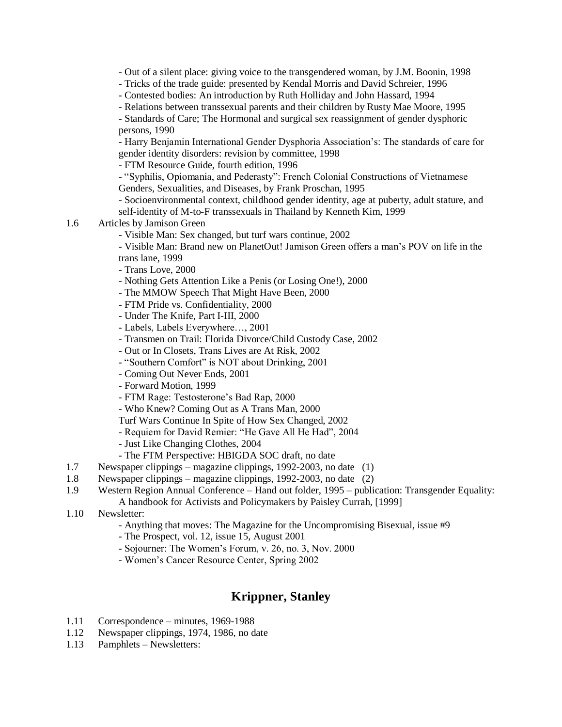- Out of a silent place: giving voice to the transgendered woman, by J.M. Boonin, 1998
- Tricks of the trade guide: presented by Kendal Morris and David Schreier, 1996
- Contested bodies: An introduction by Ruth Holliday and John Hassard, 1994
- Relations between transsexual parents and their children by Rusty Mae Moore, 1995
- Standards of Care; The Hormonal and surgical sex reassignment of gender dysphoric persons, 1990
- Harry Benjamin International Gender Dysphoria Association's: The standards of care for gender identity disorders: revision by committee, 1998
- FTM Resource Guide, fourth edition, 1996
- "Syphilis, Opiomania, and Pederasty": French Colonial Constructions of Vietnamese Genders, Sexualities, and Diseases, by Frank Proschan, 1995
- Socioenvironmental context, childhood gender identity, age at puberty, adult stature, and self-identity of M-to-F transsexuals in Thailand by Kenneth Kim, 1999

1.6 Articles by Jamison Green

- Visible Man: Sex changed, but turf wars continue, 2002
- Visible Man: Brand new on PlanetOut! Jamison Green offers a man's POV on life in the trans lane, 1999
- Trans Love, 2000
- Nothing Gets Attention Like a Penis (or Losing One!), 2000
- The MMOW Speech That Might Have Been, 2000
- FTM Pride vs. Confidentiality, 2000
- Under The Knife, Part I-III, 2000
- Labels, Labels Everywhere…, 2001
- Transmen on Trail: Florida Divorce/Child Custody Case, 2002
- Out or In Closets, Trans Lives are At Risk, 2002
- "Southern Comfort" is NOT about Drinking, 2001
- Coming Out Never Ends, 2001
- Forward Motion, 1999
- FTM Rage: Testosterone's Bad Rap, 2000
- Who Knew? Coming Out as A Trans Man, 2000

Turf Wars Continue In Spite of How Sex Changed, 2002

- Requiem for David Remier: "He Gave All He Had", 2004
- Just Like Changing Clothes, 2004
- The FTM Perspective: HBIGDA SOC draft, no date

1.7 Newspaper clippings – magazine clippings, 1992-2003, no date (1)

1.8 Newspaper clippings – magazine clippings, 1992-2003, no date (2)

1.9 Western Region Annual Conference – Hand out folder, 1995 – publication: Transgender Equality: A handbook for Activists and Policymakers by Paisley Currah, [1999]

1.10 Newsletter:

- Anything that moves: The Magazine for the Uncompromising Bisexual, issue #9
- The Prospect, vol. 12, issue 15, August 2001
- Sojourner: The Women's Forum, v. 26, no. 3, Nov. 2000
- Women's Cancer Resource Center, Spring 2002

## Krippner, Stanley

1.11 Correspondence – minutes, 1969-1988

1.12 Newspaper clippings, 1974, 1986, no date

1.13 Pamphlets – Newsletters: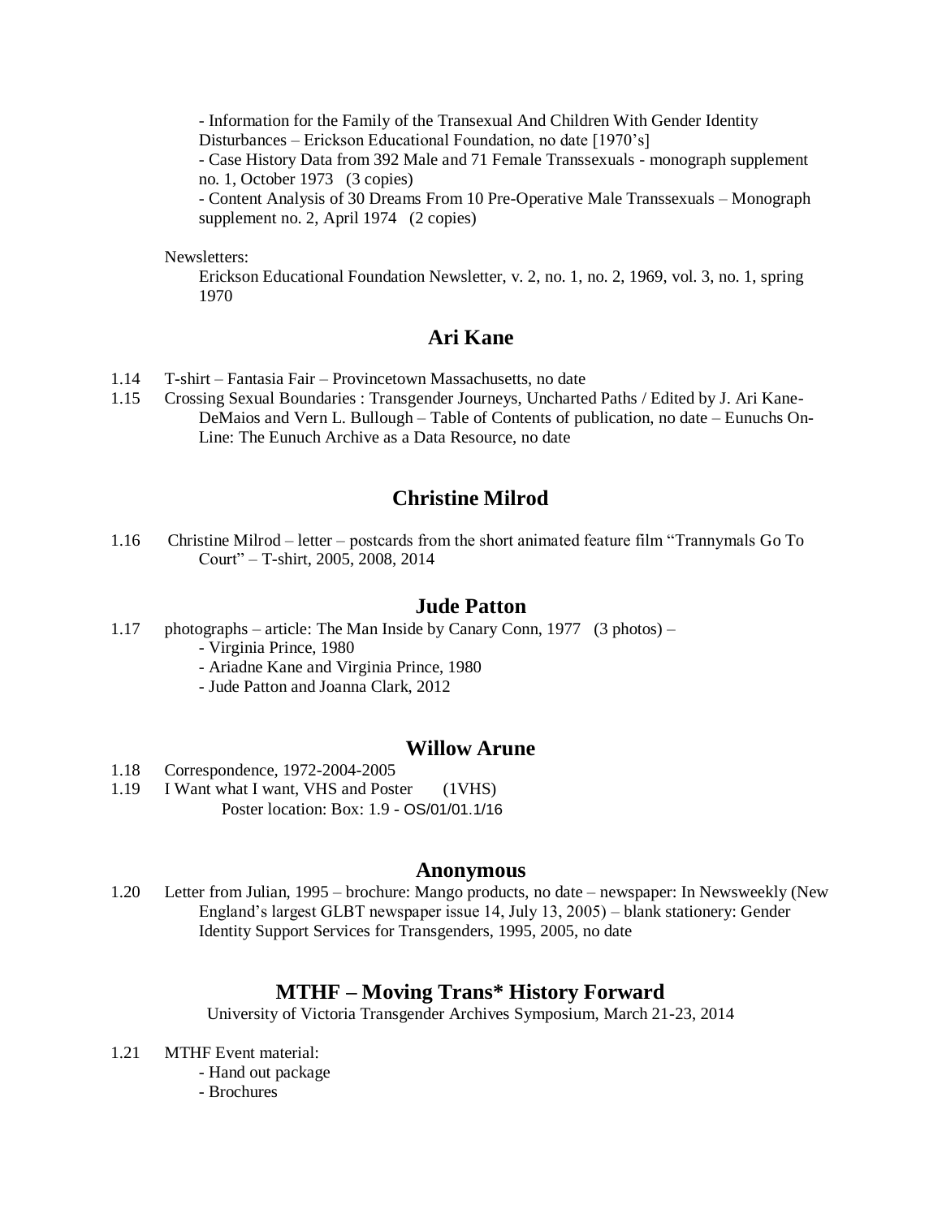- Information for the Family of the Transexual And Children With Gender Identity Disturbances – Erickson Educational Foundation, no date [1970's]
- Case History Data from 392 Male and 71 Female Transsexuals - monograph supplement no. 1, October 1973 (3 copies)
- Content Analysis of 30 Dreams From 10 Pre-Operative Male Transsexuals – Monograph supplement no. 2, April 1974 (2 copies)

Newsletters:

Erickson Educational Foundation Newsletter, v. 2, no. 1, no. 2, 1969, vol. 3, no. 1, spring 1970

## Ari Kane

1.14 T-shirt – Fantasia Fair – Provincetown Massachusetts, no date

1.15 Crossing Sexual Boundaries : Transgender Journeys, Uncharted Paths / Edited by J. Ari Kane-DeMaios and Vern L. Bullough – Table of Contents of publication, no date – Eunuchs On-Line: The Eunuch Archive as a Data Resource, no date

## Christine Milrod

1.16 Christine Milrod – letter – postcards from the short animated feature film "Trannymals Go To Court" – T-shirt, 2005, 2008, 2014

## Jude Patton

1.17 photographs – article: The Man Inside by Canary Conn, 1977 (3 photos) –
- Virginia Prince, 1980
- Ariadne Kane and Virginia Prince, 1980
- Jude Patton and Joanna Clark, 2012

## Willow Arune

1.18 Correspondence, 1972-2004-2005

1.19 I Want what I want, VHS and Poster (1VHS)
Poster location: Box: 1.9 - OS/01/01.1/16

## Anonymous

1.20 Letter from Julian, 1995 – brochure: Mango products, no date – newspaper: In Newsweekly (New England's largest GLBT newspaper issue 14, July 13, 2005) – blank stationery: Gender Identity Support Services for Transgenders, 1995, 2005, no date

## MTHF – Moving Trans* History Forward

University of Victoria Transgender Archives Symposium, March 21-23, 2014

1.21 MTHF Event material:
- Hand out package
- Brochures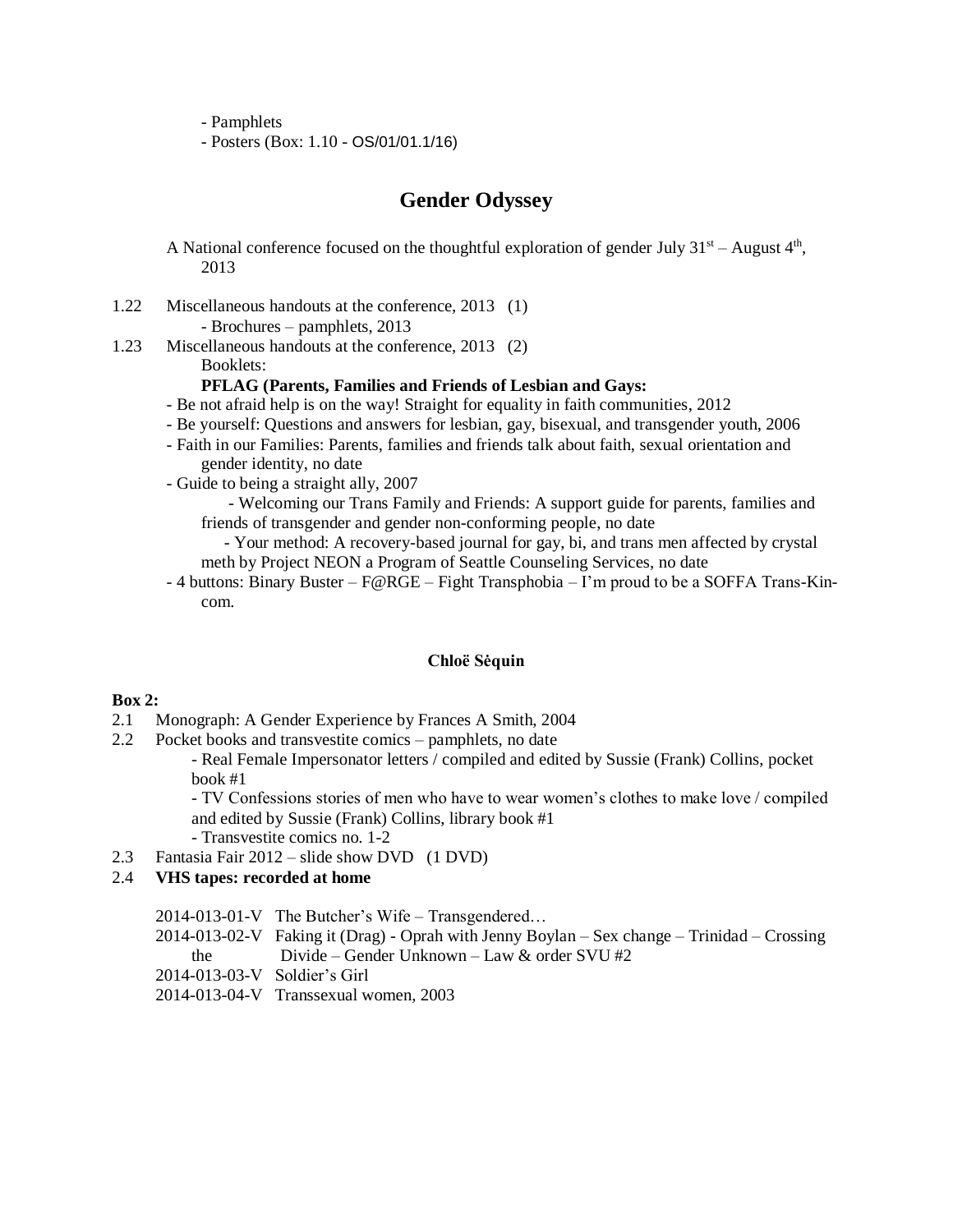- Pamphlets
- Posters (Box: 1.10 - OS/01/01.1/16)

## Gender Odyssey

A National conference focused on the thoughtful exploration of gender July 31st – August 4th, 2013

1.22 Miscellaneous handouts at the conference, 2013 (1)
- Brochures – pamphlets, 2013

1.23 Miscellaneous handouts at the conference, 2013 (2)
Booklets:
**PFLAG (Parents, Families and Friends of Lesbian and Gays:**
- Be not afraid help is on the way! Straight for equality in faith communities, 2012
- Be yourself: Questions and answers for lesbian, gay, bisexual, and transgender youth, 2006
- Faith in our Families: Parents, families and friends talk about faith, sexual orientation and gender identity, no date
- Guide to being a straight ally, 2007
- Welcoming our Trans Family and Friends: A support guide for parents, families and friends of transgender and gender non-conforming people, no date
- Your method: A recovery-based journal for gay, bi, and trans men affected by crystal meth by Project NEON a Program of Seattle Counseling Services, no date
- 4 buttons: Binary Buster – F@RGE – Fight Transphobia – I'm proud to be a SOFFA Trans-Kin-com.

### Chloë Sėquin

**Box 2:**

2.1 Monograph: A Gender Experience by Frances A Smith, 2004

2.2 Pocket books and transvestite comics – pamphlets, no date
- Real Female Impersonator letters / compiled and edited by Sussie (Frank) Collins, pocket book #1
- TV Confessions stories of men who have to wear women's clothes to make love / compiled and edited by Sussie (Frank) Collins, library book #1
- Transvestite comics no. 1-2

2.3 Fantasia Fair 2012 – slide show DVD (1 DVD)

2.4 **VHS tapes: recorded at home**

2014-013-01-V The Butcher's Wife – Transgendered…
2014-013-02-V Faking it (Drag) - Oprah with Jenny Boylan – Sex change – Trinidad – Crossing the Divide – Gender Unknown – Law & order SVU #2
2014-013-03-V Soldier's Girl
2014-013-04-V Transsexual women, 2003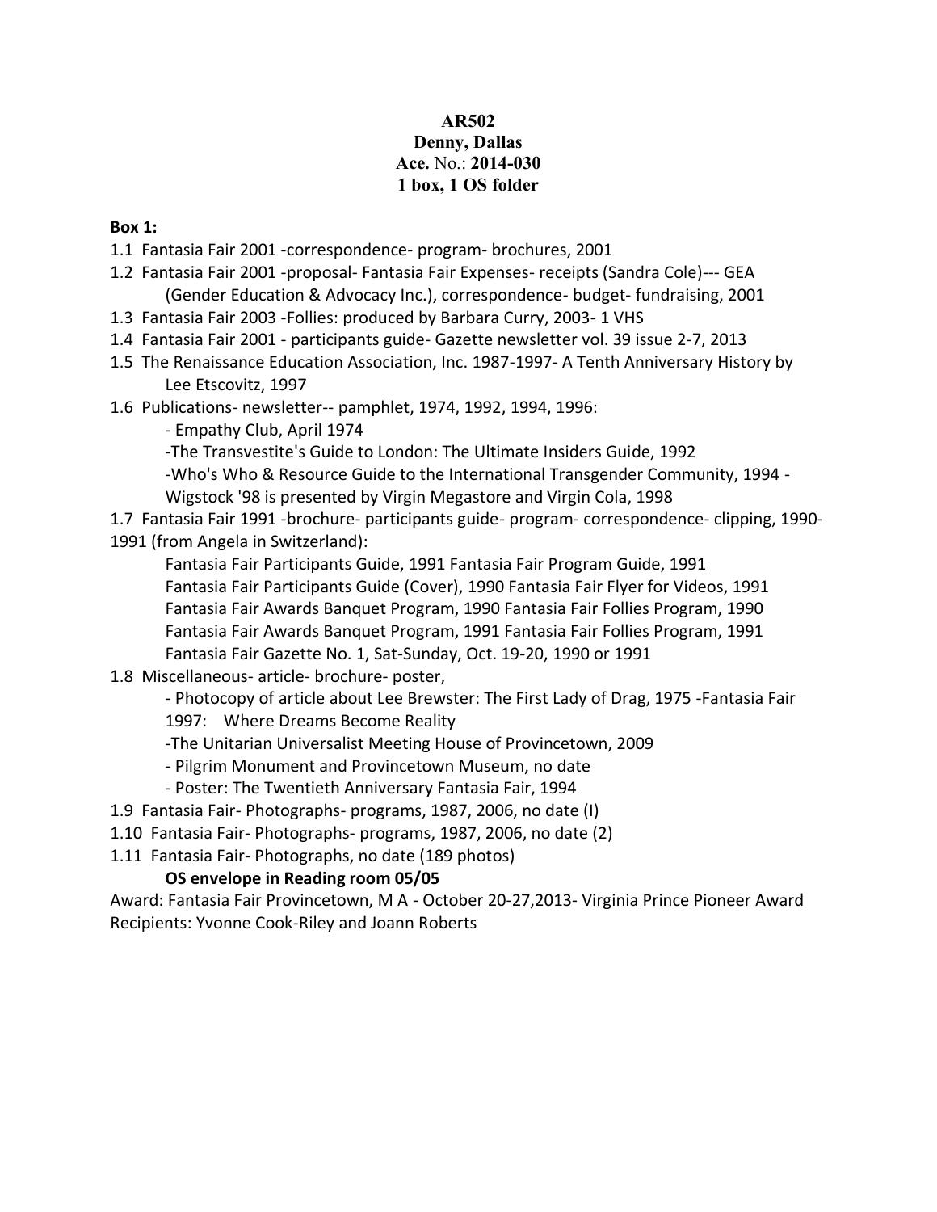**AR502**
**Denny, Dallas**
**Ace.** No.: **2014-030**
**1 box, 1 OS folder**

**Box 1:**

1.1 Fantasia Fair 2001 -correspondence- program- brochures, 2001

1.2 Fantasia Fair 2001 -proposal- Fantasia Fair Expenses- receipts (Sandra Cole)--- GEA (Gender Education & Advocacy Inc.), correspondence- budget- fundraising, 2001

1.3 Fantasia Fair 2003 -Follies: produced by Barbara Curry, 2003- 1 VHS

1.4 Fantasia Fair 2001 - participants guide- Gazette newsletter vol. 39 issue 2-7, 2013

1.5 The Renaissance Education Association, Inc. 1987-1997- A Tenth Anniversary History by Lee Etscovitz, 1997

1.6 Publications- newsletter-- pamphlet, 1974, 1992, 1994, 1996:
- Empathy Club, April 1974
-The Transvestite's Guide to London: The Ultimate Insiders Guide, 1992
-Who's Who & Resource Guide to the International Transgender Community, 1994 - Wigstock '98 is presented by Virgin Megastore and Virgin Cola, 1998

1.7 Fantasia Fair 1991 -brochure- participants guide- program- correspondence- clipping, 1990-1991 (from Angela in Switzerland):
Fantasia Fair Participants Guide, 1991 Fantasia Fair Program Guide, 1991
Fantasia Fair Participants Guide (Cover), 1990 Fantasia Fair Flyer for Videos, 1991
Fantasia Fair Awards Banquet Program, 1990 Fantasia Fair Follies Program, 1990
Fantasia Fair Awards Banquet Program, 1991 Fantasia Fair Follies Program, 1991
Fantasia Fair Gazette No. 1, Sat-Sunday, Oct. 19-20, 1990 or 1991

1.8 Miscellaneous- article- brochure- poster,
- Photocopy of article about Lee Brewster: The First Lady of Drag, 1975 -Fantasia Fair 1997: Where Dreams Become Reality
-The Unitarian Universalist Meeting House of Provincetown, 2009
- Pilgrim Monument and Provincetown Museum, no date
- Poster: The Twentieth Anniversary Fantasia Fair, 1994

1.9 Fantasia Fair- Photographs- programs, 1987, 2006, no date (I)

1.10 Fantasia Fair- Photographs- programs, 1987, 2006, no date (2)

1.11 Fantasia Fair- Photographs, no date (189 photos)

**OS envelope in Reading room 05/05**

Award: Fantasia Fair Provincetown, M A - October 20-27,2013- Virginia Prince Pioneer Award Recipients: Yvonne Cook-Riley and Joann Roberts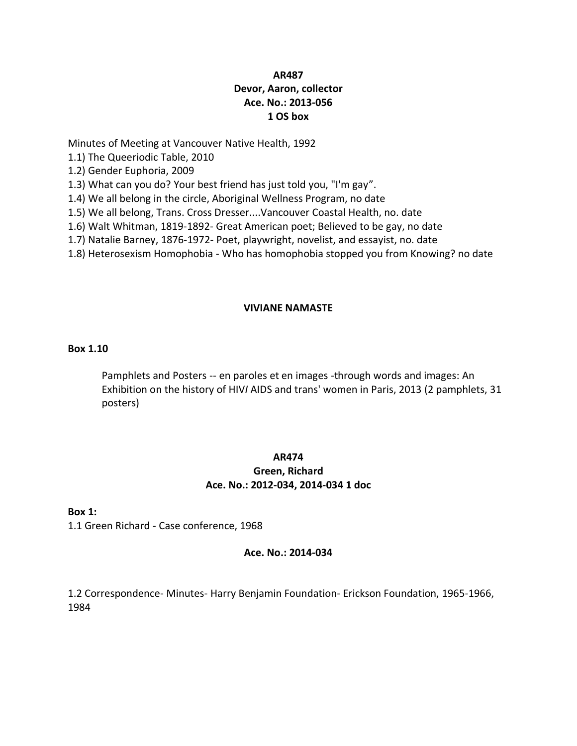**AR487**
**Devor, Aaron, collector**
**Ace. No.: 2013-056**
**1 OS box**

Minutes of Meeting at Vancouver Native Health, 1992

1.1) The Queeriodic Table, 2010
1.2) Gender Euphoria, 2009
1.3) What can you do? Your best friend has just told you, "I'm gay”.
1.4) We all belong in the circle, Aboriginal Wellness Program, no date
1.5) We all belong, Trans. Cross Dresser....Vancouver Coastal Health, no. date
1.6) Walt Whitman, 1819-1892- Great American poet; Believed to be gay, no date
1.7) Natalie Barney, 1876-1972- Poet, playwright, novelist, and essayist, no. date
1.8) Heterosexism Homophobia - Who has homophobia stopped you from Knowing? no date

**VIVIANE NAMASTE**

**Box 1.10**

Pamphlets and Posters -- en paroles et en images -through words and images: An Exhibition on the history of HIV/ AIDS and trans' women in Paris, 2013 (2 pamphlets, 31 posters)

**AR474**
**Green, Richard**
**Ace. No.: 2012-034, 2014-034 1 doc**

**Box 1:**
1.1 Green Richard - Case conference, 1968

**Ace. No.: 2014-034**

1.2 Correspondence- Minutes- Harry Benjamin Foundation- Erickson Foundation, 1965-1966, 1984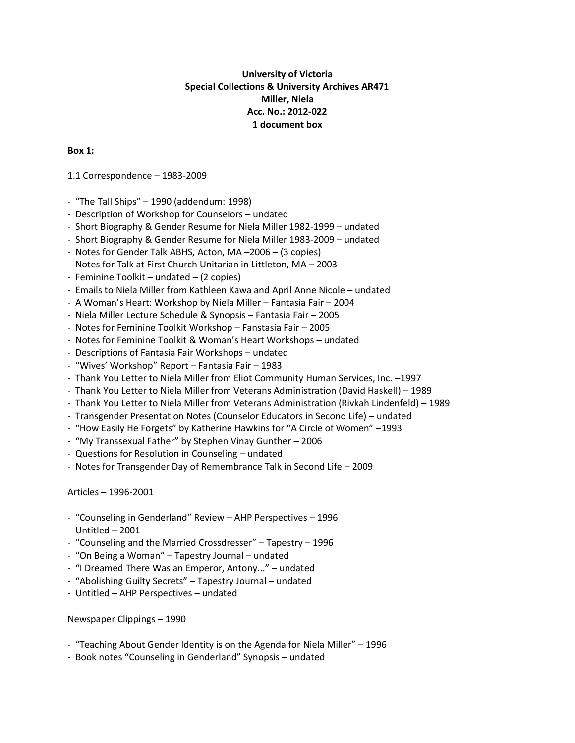**University of Victoria**
**Special Collections & University Archives AR471**
**Miller, Niela**
**Acc. No.: 2012-022**
**1 document box**

**Box 1:**

1.1 Correspondence – 1983-2009

- "The Tall Ships" – 1990 (addendum: 1998)
- Description of Workshop for Counselors – undated
- Short Biography & Gender Resume for Niela Miller 1982-1999 – undated
- Short Biography & Gender Resume for Niela Miller 1983-2009 – undated
- Notes for Gender Talk ABHS, Acton, MA –2006 – (3 copies)
- Notes for Talk at First Church Unitarian in Littleton, MA – 2003
- Feminine Toolkit – undated – (2 copies)
- Emails to Niela Miller from Kathleen Kawa and April Anne Nicole – undated
- A Woman's Heart: Workshop by Niela Miller – Fantasia Fair – 2004
- Niela Miller Lecture Schedule & Synopsis – Fantasia Fair – 2005
- Notes for Feminine Toolkit Workshop – Fanstasia Fair – 2005
- Notes for Feminine Toolkit & Woman's Heart Workshops – undated
- Descriptions of Fantasia Fair Workshops – undated
- "Wives' Workshop" Report – Fantasia Fair – 1983
- Thank You Letter to Niela Miller from Eliot Community Human Services, Inc. –1997
- Thank You Letter to Niela Miller from Veterans Administration (David Haskell) – 1989
- Thank You Letter to Niela Miller from Veterans Administration (Rivkah Lindenfeld) – 1989
- Transgender Presentation Notes (Counselor Educators in Second Life) – undated
- "How Easily He Forgets" by Katherine Hawkins for "A Circle of Women" –1993
- "My Transsexual Father" by Stephen Vinay Gunther – 2006
- Questions for Resolution in Counseling – undated
- Notes for Transgender Day of Remembrance Talk in Second Life – 2009

Articles – 1996-2001

- "Counseling in Genderland" Review – AHP Perspectives – 1996
- Untitled – 2001
- "Counseling and the Married Crossdresser" – Tapestry – 1996
- "On Being a Woman" – Tapestry Journal – undated
- "I Dreamed There Was an Emperor, Antony..." – undated
- "Abolishing Guilty Secrets" – Tapestry Journal – undated
- Untitled – AHP Perspectives – undated

Newspaper Clippings – 1990

- "Teaching About Gender Identity is on the Agenda for Niela Miller" – 1996
- Book notes "Counseling in Genderland" Synopsis – undated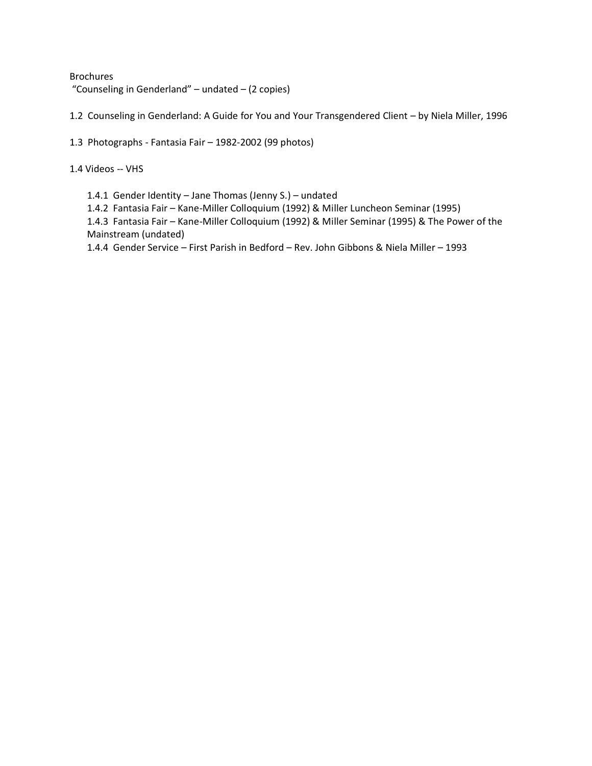Brochures
"Counseling in Genderland" – undated – (2 copies)

1.2 Counseling in Genderland: A Guide for You and Your Transgendered Client – by Niela Miller, 1996

1.3 Photographs - Fantasia Fair – 1982-2002 (99 photos)

1.4 Videos -- VHS

- 1.4.1 Gender Identity – Jane Thomas (Jenny S.) – undated
- 1.4.2 Fantasia Fair – Kane-Miller Colloquium (1992) & Miller Luncheon Seminar (1995)
- 1.4.3 Fantasia Fair – Kane-Miller Colloquium (1992) & Miller Seminar (1995) & The Power of the Mainstream (undated)
- 1.4.4 Gender Service – First Parish in Bedford – Rev. John Gibbons & Niela Miller – 1993